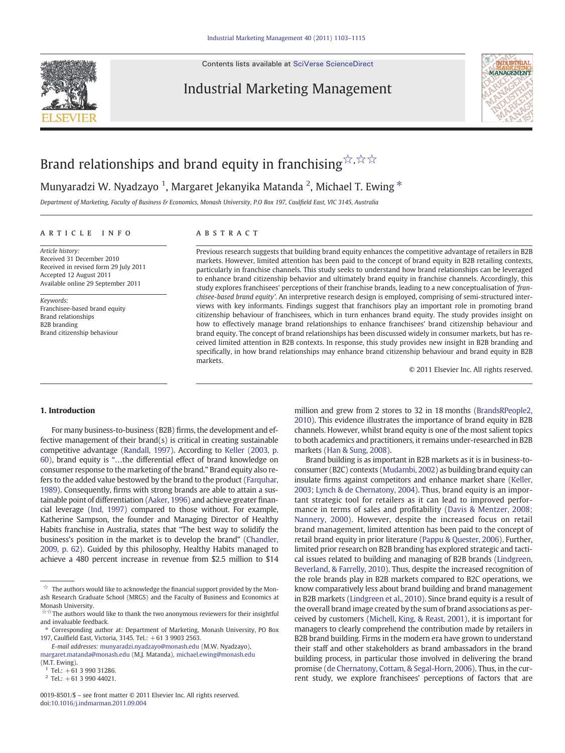# Brand relationships and brand equity in franchising[☆,☆☆]

Munyaradzi W. Nyadzayo [1], Margaret Jekanyika Matanda [2], Michael T. Ewing [*]

*Department of Marketing, Faculty of Business & Economics, Monash University, P.O Box 197, Caulfield East, VIC 3145, Australia*

## ARTICLE INFO

*Article history:*
Received 31 December 2010
Received in revised form 29 July 2011
Accepted 12 August 2011
Available online 29 September 2011

*Keywords:*
Franchisee-based brand equity
Brand relationships
B2B branding
Brand citizenship behaviour

## ABSTRACT

Previous research suggests that building brand equity enhances the competitive advantage of retailers in B2B markets. However, limited attention has been paid to the concept of brand equity in B2B retailing contexts, particularly in franchise channels. This study seeks to understand how brand relationships can be leveraged to enhance brand citizenship behavior and ultimately brand equity in franchise channels. Accordingly, this study explores franchisees' perceptions of their franchise brands, leading to a new conceptualisation of *'franchisee-based brand equity'*. An interpretive research design is employed, comprising of semi-structured interviews with key informants. Findings suggest that franchisors play an important role in promoting brand citizenship behaviour of franchisees, which in turn enhances brand equity. The study provides insight on how to effectively manage brand relationships to enhance franchisees' brand citizenship behaviour and brand equity. The concept of brand relationships has been discussed widely in consumer markets, but has received limited attention in B2B contexts. In response, this study provides new insight in B2B branding and specifically, in how brand relationships may enhance brand citizenship behaviour and brand equity in B2B markets.

© 2011 Elsevier Inc. All rights reserved.

## 1. Introduction

For many business-to-business (B2B) firms, the development and effective management of their brand(s) is critical in creating sustainable competitive advantage (Randall, 1997). According to Keller (2003, p. 60), brand equity is "…the differential effect of brand knowledge on consumer response to the marketing of the brand." Brand equity also refers to the added value bestowed by the brand to the product (Farquhar, 1989). Consequently, firms with strong brands are able to attain a sustainable point of differentiation (Aaker, 1996) and achieve greater financial leverage (Ind, 1997) compared to those without. For example, Katherine Sampson, the founder and Managing Director of Healthy Habits franchise in Australia, states that "The best way to solidify the business's position in the market is to develop the brand" (Chandler, 2009, p. 62). Guided by this philosophy, Healthy Habits managed to achieve a 480 percent increase in revenue from \$2.5 million to \$14 million and grew from 2 stores to 32 in 18 months (BrandsRPeople2, 2010). This evidence illustrates the importance of brand equity in B2B channels. However, whilst brand equity is one of the most salient topics to both academics and practitioners, it remains under-researched in B2B markets (Han & Sung, 2008).

Brand building is as important in B2B markets as it is in business-to-consumer (B2C) contexts (Mudambi, 2002) as building brand equity can insulate firms against competitors and enhance market share (Keller, 2003; Lynch & de Chernatony, 2004). Thus, brand equity is an important strategic tool for retailers as it can lead to improved performance in terms of sales and profitability (Davis & Mentzer, 2008; Nannery, 2000). However, despite the increased focus on retail brand management, limited attention has been paid to the concept of retail brand equity in prior literature (Pappu & Quester, 2006). Further, limited prior research on B2B branding has explored strategic and tactical issues related to building and managing of B2B brands (Lindgreen, Beverland, & Farrelly, 2010). Thus, despite the increased recognition of the role brands play in B2B markets compared to B2C operations, we know comparatively less about brand building and brand management in B2B markets (Lindgreen et al., 2010). Since brand equity is a result of the overall brand image created by the sum of brand associations as perceived by customers (Michell, King, & Reast, 2001), it is important for managers to clearly comprehend the contribution made by retailers in B2B brand building. Firms in the modern era have grown to understand their staff and other stakeholders as brand ambassadors in the brand building process, in particular those involved in delivering the brand promise (de Chernatony, Cottam, & Segal-Horn, 2006). Thus, in the current study, we explore franchisees' perceptions of factors that are

---

☆ The authors would like to acknowledge the financial support provided by the Monash Research Graduate School (MRGS) and the Faculty of Business and Economics at Monash University.

☆☆ The authors would like to thank the two anonymous reviewers for their insightful and invaluable feedback.

\* Corresponding author at: Department of Marketing, Monash University, PO Box 197, Caulfield East, Victoria, 3145. Tel.: +61 3 9903 2563.

*E-mail addresses:* munyaradzi.nyadzayo@monash.edu (M.W. Nyadzayo), margaret.matanda@monash.edu (M.J. Matanda), michael.ewing@monash.edu (M.T. Ewing).

[1] Tel.: +61 3 990 31286.

[2] Tel.: +61 3 990 44021.

0019-8501/\$ – see front matter © 2011 Elsevier Inc. All rights reserved.
doi:10.1016/j.indmarman.2011.09.004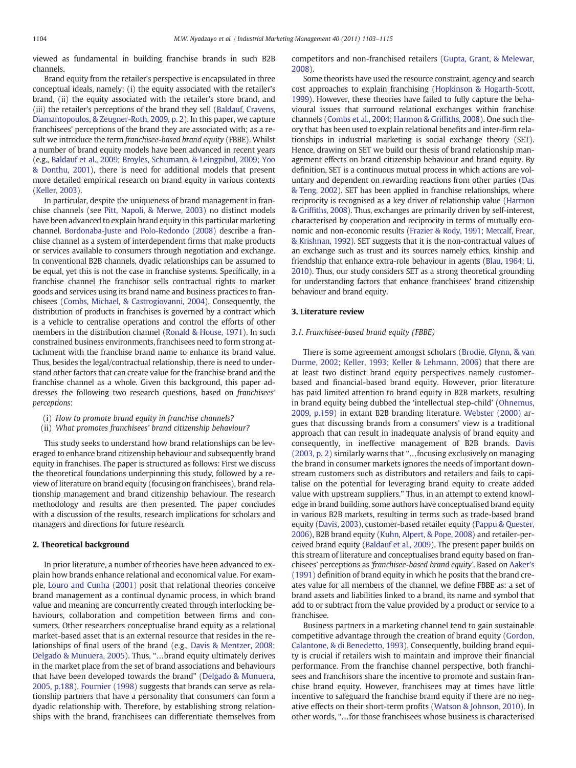viewed as fundamental in building franchise brands in such B2B channels.

Brand equity from the retailer's perspective is encapsulated in three conceptual ideals, namely; (i) the equity associated with the retailer's brand, (ii) the equity associated with the retailer's store brand, and (iii) the retailer's perceptions of the brand they sell (Baldauf, Cravens, Diamantopoulos, & Zeugner-Roth, 2009, p. 2). In this paper, we capture franchisees' perceptions of the brand they are associated with; as a result we introduce the term *franchisee-based brand equity* (FBBE). Whilst a number of brand equity models have been advanced in recent years (e.g., Baldauf et al., 2009; Broyles, Schumann, & Leingpibul, 2009; Yoo & Donthu, 2001), there is need for additional models that present more detailed empirical research on brand equity in various contexts (Keller, 2003).

In particular, despite the uniqueness of brand management in franchise channels (see Pitt, Napoli, & Merwe, 2003) no distinct models have been advanced to explain brand equity in this particular marketing channel. Bordonaba-Juste and Polo-Redondo (2008) describe a franchise channel as a system of interdependent firms that make products or services available to consumers through negotiation and exchange. In conventional B2B channels, dyadic relationships can be assumed to be equal, yet this is not the case in franchise systems. Specifically, in a franchise channel the franchisor sells contractual rights to market goods and services using its brand name and business practices to franchisees (Combs, Michael, & Castrogiovanni, 2004). Consequently, the distribution of products in franchises is governed by a contract which is a vehicle to centralise operations and control the efforts of other members in the distribution channel (Ronald & House, 1971). In such constrained business environments, franchisees need to form strong attachment with the franchise brand name to enhance its brand value. Thus, besides the legal/contractual relationship, there is need to understand other factors that can create value for the franchise brand and the franchise channel as a whole. Given this background, this paper addresses the following two research questions, based on *franchisees' perceptions*:

(i) *How to promote brand equity in franchise channels?*
(ii) *What promotes franchisees' brand citizenship behaviour?*

This study seeks to understand how brand relationships can be leveraged to enhance brand citizenship behaviour and subsequently brand equity in franchises. The paper is structured as follows: First we discuss the theoretical foundations underpinning this study, followed by a review of literature on brand equity (focusing on franchisees), brand relationship management and brand citizenship behaviour. The research methodology and results are then presented. The paper concludes with a discussion of the results, research implications for scholars and managers and directions for future research.

## 2. Theoretical background

In prior literature, a number of theories have been advanced to explain how brands enhance relational and economical value. For example, Louro and Cunha (2001) posit that relational theories conceive brand management as a continual dynamic process, in which brand value and meaning are concurrently created through interlocking behaviours, collaboration and competition between firms and consumers. Other researchers conceptualise brand equity as a relational market-based asset that is an external resource that resides in the relationships of final users of the brand (e.g., Davis & Mentzer, 2008; Delgado & Munuera, 2005). Thus, "…brand equity ultimately derives in the market place from the set of brand associations and behaviours that have been developed towards the brand" (Delgado & Munuera, 2005, p.188). Fournier (1998) suggests that brands can serve as relationship partners that have a personality that consumers can form a dyadic relationship with. Therefore, by establishing strong relationships with the brand, franchisees can differentiate themselves from competitors and non-franchised retailers (Gupta, Grant, & Melewar, 2008).

Some theorists have used the resource constraint, agency and search cost approaches to explain franchising (Hopkinson & Hogarth-Scott, 1999). However, these theories have failed to fully capture the behavioural issues that surround relational exchanges within franchise channels (Combs et al., 2004; Harmon & Griffiths, 2008). One such theory that has been used to explain relational benefits and inter-firm relationships in industrial marketing is social exchange theory (SET). Hence, drawing on SET we build our thesis of brand relationship management effects on brand citizenship behaviour and brand equity. By definition, SET is a continuous mutual process in which actions are voluntary and dependent on rewarding reactions from other parties (Das & Teng, 2002). SET has been applied in franchise relationships, where reciprocity is recognised as a key driver of relationship value (Harmon & Griffiths, 2008). Thus, exchanges are primarily driven by self-interest, characterised by cooperation and reciprocity in terms of mutually economic and non-economic results (Frazier & Rody, 1991; Metcalf, Frear, & Krishnan, 1992). SET suggests that it is the non-contractual values of an exchange such as trust and its sources namely ethics, kinship and friendship that enhance extra-role behaviour in agents (Blau, 1964; Li, 2010). Thus, our study considers SET as a strong theoretical grounding for understanding factors that enhance franchisees' brand citizenship behaviour and brand equity.

## 3. Literature review

### 3.1. Franchisee-based brand equity (FBBE)

There is some agreement amongst scholars (Brodie, Glynn, & van Durme, 2002; Keller, 1993; Keller & Lehmann, 2006) that there are at least two distinct brand equity perspectives namely customer-based and financial-based brand equity. However, prior literature has paid limited attention to brand equity in B2B markets, resulting in brand equity being dubbed the 'intellectual step-child' (Ohnemus, 2009, p.159) in extant B2B branding literature. Webster (2000) argues that discussing brands from a consumers' view is a traditional approach that can result in inadequate analysis of brand equity and consequently, in ineffective management of B2B brands. Davis (2003, p. 2) similarly warns that "…focusing exclusively on managing the brand in consumer markets ignores the needs of important downstream customers such as distributors and retailers and fails to capitalise on the potential for leveraging brand equity to create added value with upstream suppliers." Thus, in an attempt to extend knowledge in brand building, some authors have conceptualised brand equity in various B2B markets, resulting in terms such as trade-based brand equity (Davis, 2003), customer-based retailer equity (Pappu & Quester, 2006), B2B brand equity (Kuhn, Alpert, & Pope, 2008) and retailer-perceived brand equity (Baldauf et al., 2009). The present paper builds on this stream of literature and conceptualises brand equity based on franchisees' perceptions as *'franchisee-based brand equity'*. Based on Aaker's (1991) definition of brand equity in which he posits that the brand creates value for all members of the channel, we define FBBE as: a set of brand assets and liabilities linked to a brand, its name and symbol that add to or subtract from the value provided by a product or service to a franchisee.

Business partners in a marketing channel tend to gain sustainable competitive advantage through the creation of brand equity (Gordon, Calantone, & di Benedetto, 1993). Consequently, building brand equity is crucial if retailers wish to maintain and improve their financial performance. From the franchise channel perspective, both franchisees and franchisors share the incentive to promote and sustain franchise brand equity. However, franchisees may at times have little incentive to safeguard the franchise brand equity if there are no negative effects on their short-term profits (Watson & Johnson, 2010). In other words, "…for those franchisees whose business is characterised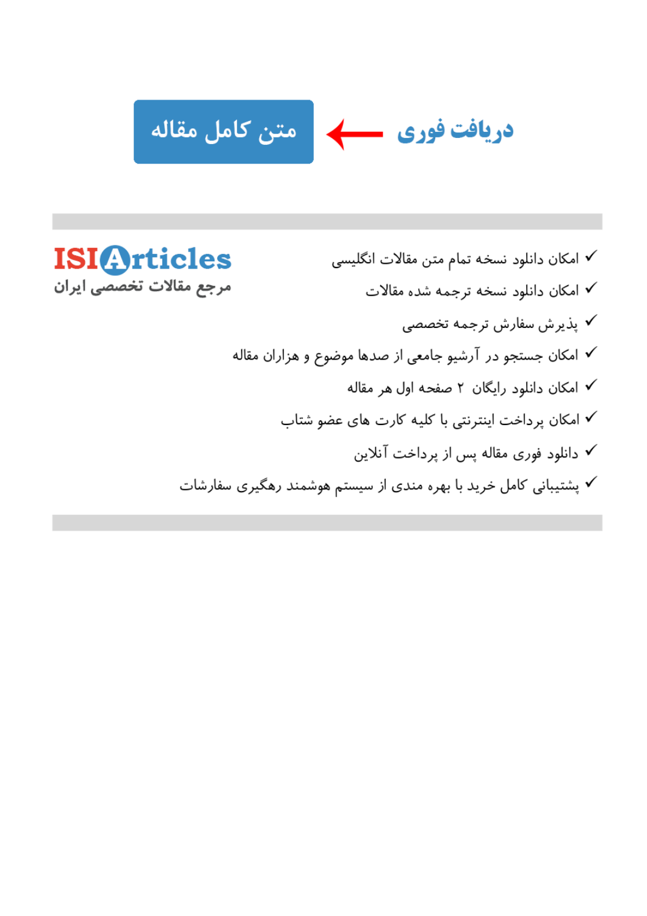دریافت فوری ← متن کامل مقاله

**ISIArticles**
مرجع مقالات تخصصی ایران

- ✓ امکان دانلود نسخه تمام متن مقالات انگلیسی
- ✓ امکان دانلود نسخه ترجمه شده مقالات
- ✓ پذیرش سفارش ترجمه تخصصی
- ✓ امکان جستجو در آرشیو جامعی از صدها موضوع و هزاران مقاله
- ✓ امکان دانلود رایگان ۲ صفحه اول هر مقاله
- ✓ امکان پرداخت اینترنتی با کلیه کارت های عضو شتاب
- ✓ دانلود فوری مقاله پس از پرداخت آنلاین
- ✓ پشتیبانی کامل خرید با بهره مندی از سیستم هوشمند رهگیری سفارشات